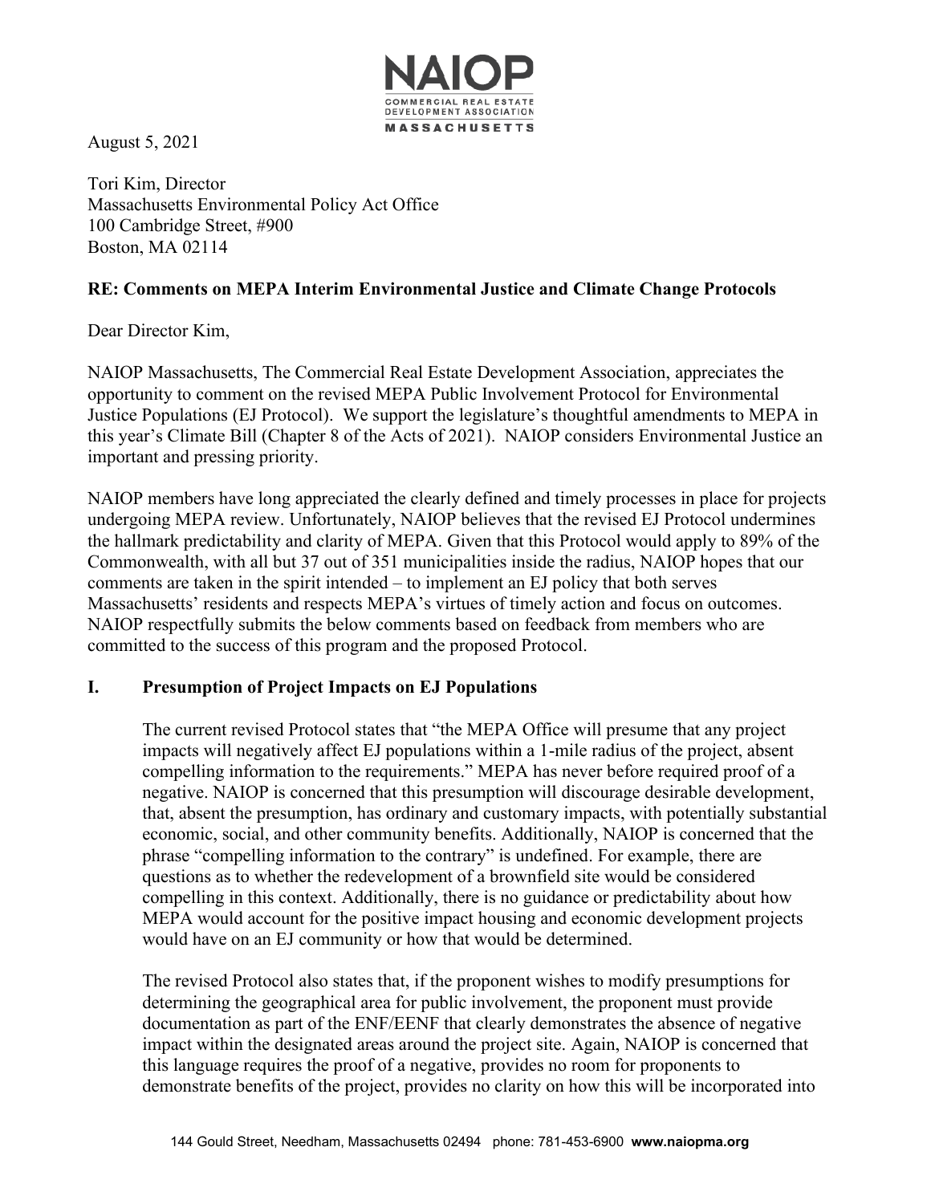August 5, 2021

Tori Kim, Director
Massachusetts Environmental Policy Act Office
100 Cambridge Street, #900
Boston, MA 02114

**RE: Comments on MEPA Interim Environmental Justice and Climate Change Protocols**

Dear Director Kim,

NAIOP Massachusetts, The Commercial Real Estate Development Association, appreciates the opportunity to comment on the revised MEPA Public Involvement Protocol for Environmental Justice Populations (EJ Protocol). We support the legislature's thoughtful amendments to MEPA in this year's Climate Bill (Chapter 8 of the Acts of 2021). NAIOP considers Environmental Justice an important and pressing priority.

NAIOP members have long appreciated the clearly defined and timely processes in place for projects undergoing MEPA review. Unfortunately, NAIOP believes that the revised EJ Protocol undermines the hallmark predictability and clarity of MEPA. Given that this Protocol would apply to 89% of the Commonwealth, with all but 37 out of 351 municipalities inside the radius, NAIOP hopes that our comments are taken in the spirit intended – to implement an EJ policy that both serves Massachusetts' residents and respects MEPA's virtues of timely action and focus on outcomes. NAIOP respectfully submits the below comments based on feedback from members who are committed to the success of this program and the proposed Protocol.

## I. Presumption of Project Impacts on EJ Populations

The current revised Protocol states that "the MEPA Office will presume that any project impacts will negatively affect EJ populations within a 1-mile radius of the project, absent compelling information to the requirements." MEPA has never before required proof of a negative. NAIOP is concerned that this presumption will discourage desirable development, that, absent the presumption, has ordinary and customary impacts, with potentially substantial economic, social, and other community benefits. Additionally, NAIOP is concerned that the phrase "compelling information to the contrary" is undefined. For example, there are questions as to whether the redevelopment of a brownfield site would be considered compelling in this context. Additionally, there is no guidance or predictability about how MEPA would account for the positive impact housing and economic development projects would have on an EJ community or how that would be determined.

The revised Protocol also states that, if the proponent wishes to modify presumptions for determining the geographical area for public involvement, the proponent must provide documentation as part of the ENF/EENF that clearly demonstrates the absence of negative impact within the designated areas around the project site. Again, NAIOP is concerned that this language requires the proof of a negative, provides no room for proponents to demonstrate benefits of the project, provides no clarity on how this will be incorporated into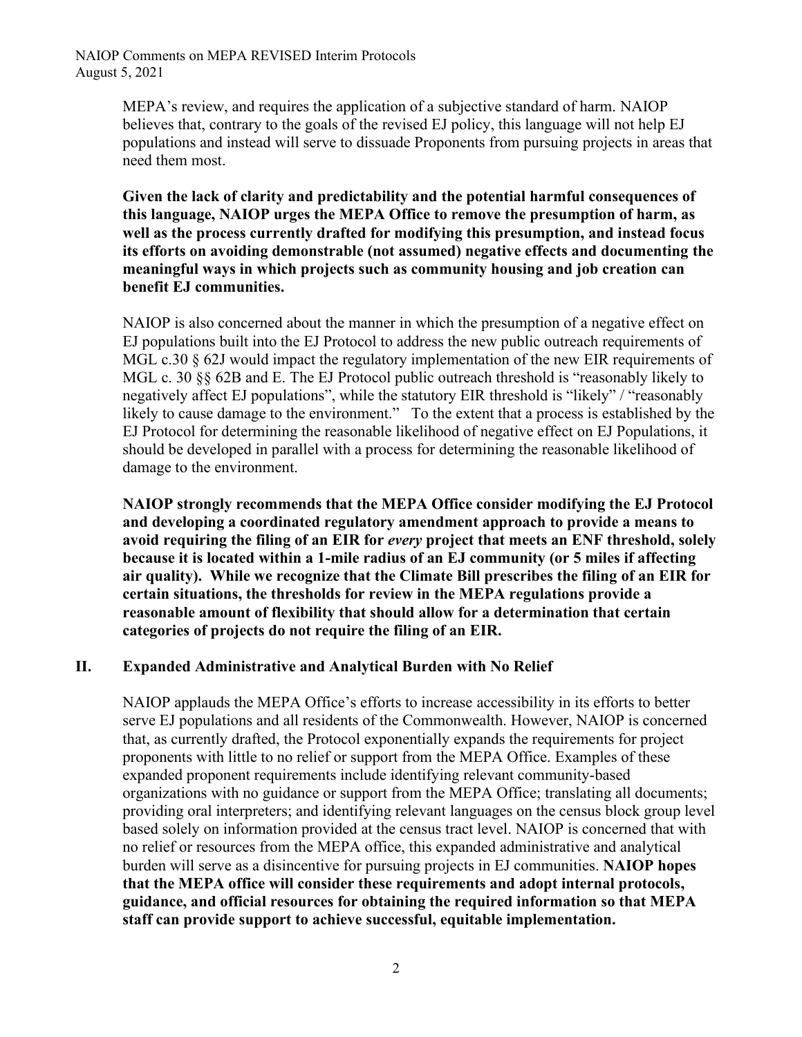MEPA's review, and requires the application of a subjective standard of harm. NAIOP believes that, contrary to the goals of the revised EJ policy, this language will not help EJ populations and instead will serve to dissuade Proponents from pursuing projects in areas that need them most.

**Given the lack of clarity and predictability and the potential harmful consequences of this language, NAIOP urges the MEPA Office to remove the presumption of harm, as well as the process currently drafted for modifying this presumption, and instead focus its efforts on avoiding demonstrable (not assumed) negative effects and documenting the meaningful ways in which projects such as community housing and job creation can benefit EJ communities.**

NAIOP is also concerned about the manner in which the presumption of a negative effect on EJ populations built into the EJ Protocol to address the new public outreach requirements of MGL c.30 § 62J would impact the regulatory implementation of the new EIR requirements of MGL c. 30 §§ 62B and E. The EJ Protocol public outreach threshold is "reasonably likely to negatively affect EJ populations", while the statutory EIR threshold is "likely" / "reasonably likely to cause damage to the environment." To the extent that a process is established by the EJ Protocol for determining the reasonable likelihood of negative effect on EJ Populations, it should be developed in parallel with a process for determining the reasonable likelihood of damage to the environment.

**NAIOP strongly recommends that the MEPA Office consider modifying the EJ Protocol and developing a coordinated regulatory amendment approach to provide a means to avoid requiring the filing of an EIR for *every* project that meets an ENF threshold, solely because it is located within a 1-mile radius of an EJ community (or 5 miles if affecting air quality). While we recognize that the Climate Bill prescribes the filing of an EIR for certain situations, the thresholds for review in the MEPA regulations provide a reasonable amount of flexibility that should allow for a determination that certain categories of projects do not require the filing of an EIR.**

## II. Expanded Administrative and Analytical Burden with No Relief

NAIOP applauds the MEPA Office's efforts to increase accessibility in its efforts to better serve EJ populations and all residents of the Commonwealth. However, NAIOP is concerned that, as currently drafted, the Protocol exponentially expands the requirements for project proponents with little to no relief or support from the MEPA Office. Examples of these expanded proponent requirements include identifying relevant community-based organizations with no guidance or support from the MEPA Office; translating all documents; providing oral interpreters; and identifying relevant languages on the census block group level based solely on information provided at the census tract level. NAIOP is concerned that with no relief or resources from the MEPA office, this expanded administrative and analytical burden will serve as a disincentive for pursuing projects in EJ communities. **NAIOP hopes that the MEPA office will consider these requirements and adopt internal protocols, guidance, and official resources for obtaining the required information so that MEPA staff can provide support to achieve successful, equitable implementation.**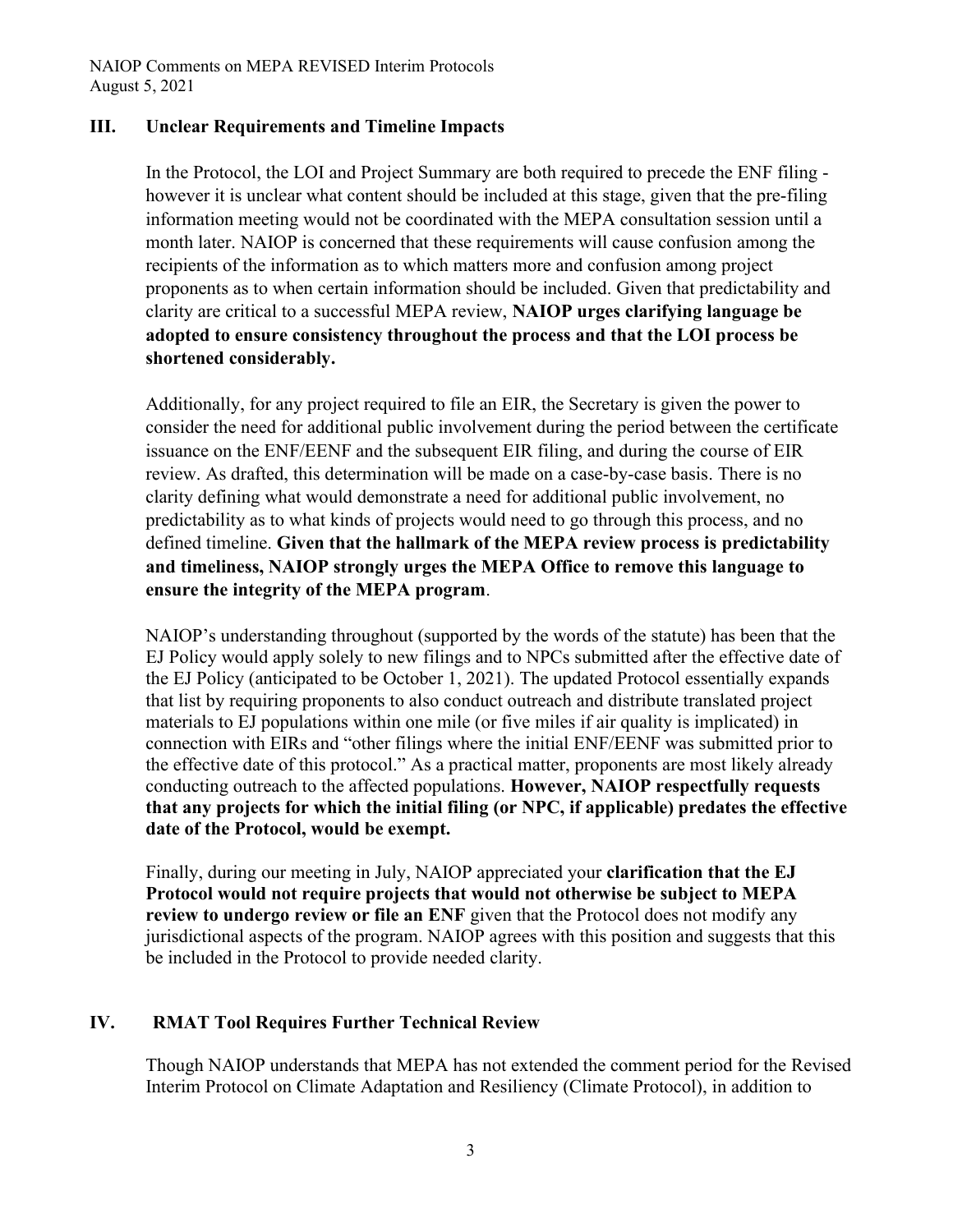## III. Unclear Requirements and Timeline Impacts

In the Protocol, the LOI and Project Summary are both required to precede the ENF filing - however it is unclear what content should be included at this stage, given that the pre-filing information meeting would not be coordinated with the MEPA consultation session until a month later. NAIOP is concerned that these requirements will cause confusion among the recipients of the information as to which matters more and confusion among project proponents as to when certain information should be included. Given that predictability and clarity are critical to a successful MEPA review, **NAIOP urges clarifying language be adopted to ensure consistency throughout the process and that the LOI process be shortened considerably.**

Additionally, for any project required to file an EIR, the Secretary is given the power to consider the need for additional public involvement during the period between the certificate issuance on the ENF/EENF and the subsequent EIR filing, and during the course of EIR review. As drafted, this determination will be made on a case-by-case basis. There is no clarity defining what would demonstrate a need for additional public involvement, no predictability as to what kinds of projects would need to go through this process, and no defined timeline. **Given that the hallmark of the MEPA review process is predictability and timeliness, NAIOP strongly urges the MEPA Office to remove this language to ensure the integrity of the MEPA program**.

NAIOP's understanding throughout (supported by the words of the statute) has been that the EJ Policy would apply solely to new filings and to NPCs submitted after the effective date of the EJ Policy (anticipated to be October 1, 2021). The updated Protocol essentially expands that list by requiring proponents to also conduct outreach and distribute translated project materials to EJ populations within one mile (or five miles if air quality is implicated) in connection with EIRs and "other filings where the initial ENF/EENF was submitted prior to the effective date of this protocol." As a practical matter, proponents are most likely already conducting outreach to the affected populations. **However, NAIOP respectfully requests that any projects for which the initial filing (or NPC, if applicable) predates the effective date of the Protocol, would be exempt.**

Finally, during our meeting in July, NAIOP appreciated your **clarification that the EJ Protocol would not require projects that would not otherwise be subject to MEPA review to undergo review or file an ENF** given that the Protocol does not modify any jurisdictional aspects of the program. NAIOP agrees with this position and suggests that this be included in the Protocol to provide needed clarity.

## IV. RMAT Tool Requires Further Technical Review

Though NAIOP understands that MEPA has not extended the comment period for the Revised Interim Protocol on Climate Adaptation and Resiliency (Climate Protocol), in addition to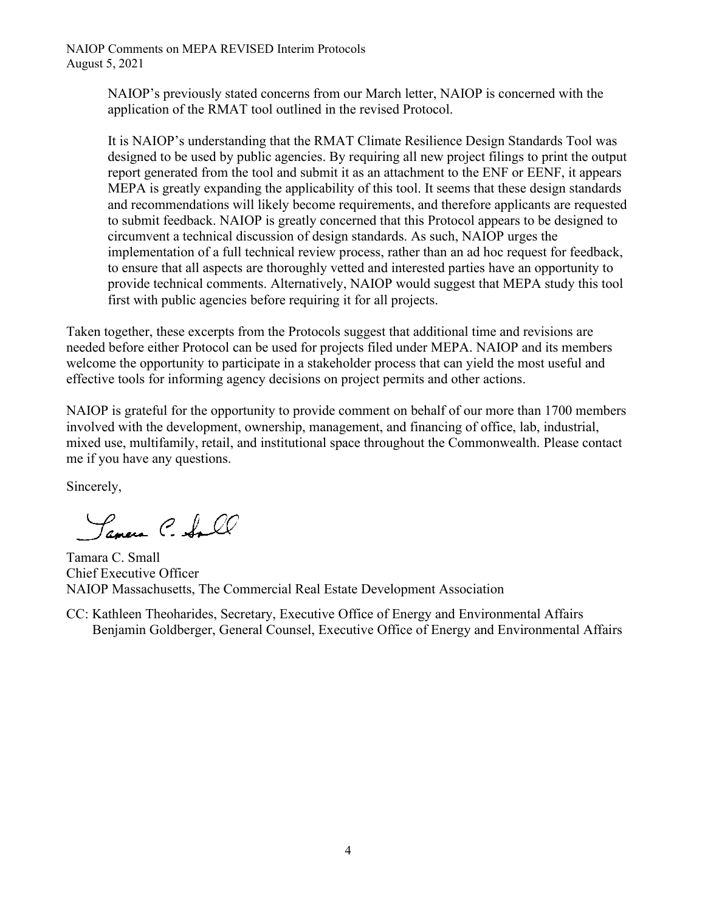NAIOP's previously stated concerns from our March letter, NAIOP is concerned with the application of the RMAT tool outlined in the revised Protocol.

It is NAIOP's understanding that the RMAT Climate Resilience Design Standards Tool was designed to be used by public agencies. By requiring all new project filings to print the output report generated from the tool and submit it as an attachment to the ENF or EENF, it appears MEPA is greatly expanding the applicability of this tool. It seems that these design standards and recommendations will likely become requirements, and therefore applicants are requested to submit feedback. NAIOP is greatly concerned that this Protocol appears to be designed to circumvent a technical discussion of design standards. As such, NAIOP urges the implementation of a full technical review process, rather than an ad hoc request for feedback, to ensure that all aspects are thoroughly vetted and interested parties have an opportunity to provide technical comments. Alternatively, NAIOP would suggest that MEPA study this tool first with public agencies before requiring it for all projects.

Taken together, these excerpts from the Protocols suggest that additional time and revisions are needed before either Protocol can be used for projects filed under MEPA. NAIOP and its members welcome the opportunity to participate in a stakeholder process that can yield the most useful and effective tools for informing agency decisions on project permits and other actions.

NAIOP is grateful for the opportunity to provide comment on behalf of our more than 1700 members involved with the development, ownership, management, and financing of office, lab, industrial, mixed use, multifamily, retail, and institutional space throughout the Commonwealth. Please contact me if you have any questions.

Sincerely,

Tamara C. Small
Chief Executive Officer
NAIOP Massachusetts, The Commercial Real Estate Development Association

CC: Kathleen Theoharides, Secretary, Executive Office of Energy and Environmental Affairs
Benjamin Goldberger, General Counsel, Executive Office of Energy and Environmental Affairs